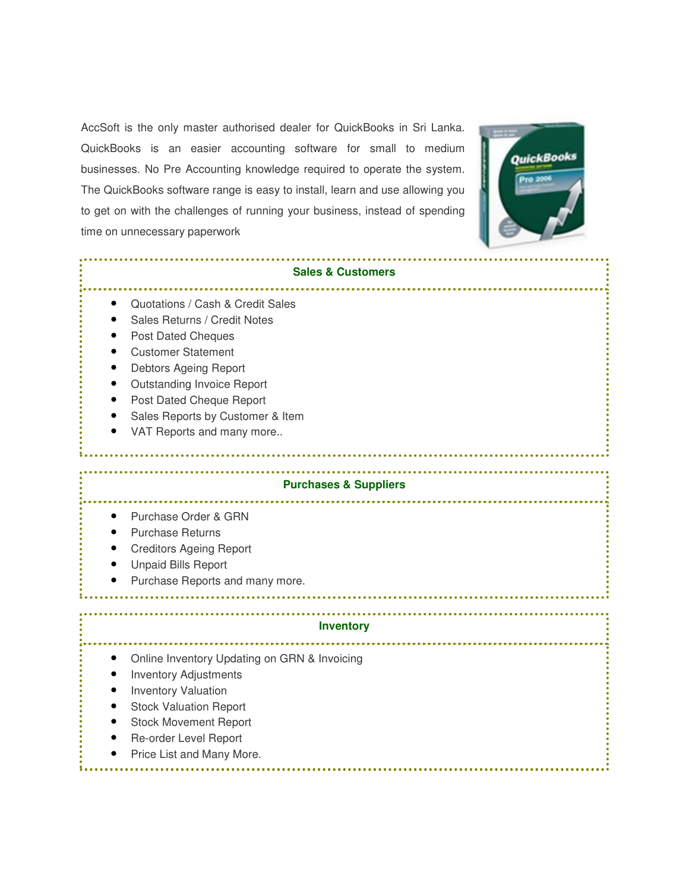AccSoft is the only master authorised dealer for QuickBooks in Sri Lanka. QuickBooks is an easier accounting software for small to medium businesses. No Pre Accounting knowledge required to operate the system. The QuickBooks software range is easy to install, learn and use allowing you to get on with the challenges of running your business, instead of spending time on unnecessary paperwork

## Sales & Customers

- Quotations / Cash & Credit Sales
- Sales Returns / Credit Notes
- Post Dated Cheques
- Customer Statement
- Debtors Ageing Report
- Outstanding Invoice Report
- Post Dated Cheque Report
- Sales Reports by Customer & Item
- VAT Reports and many more..

## Purchases & Suppliers

- Purchase Order & GRN
- Purchase Returns
- Creditors Ageing Report
- Unpaid Bills Report
- Purchase Reports and many more.

## Inventory

- Online Inventory Updating on GRN & Invoicing
- Inventory Adjustments
- Inventory Valuation
- Stock Valuation Report
- Stock Movement Report
- Re-order Level Report
- Price List and Many More.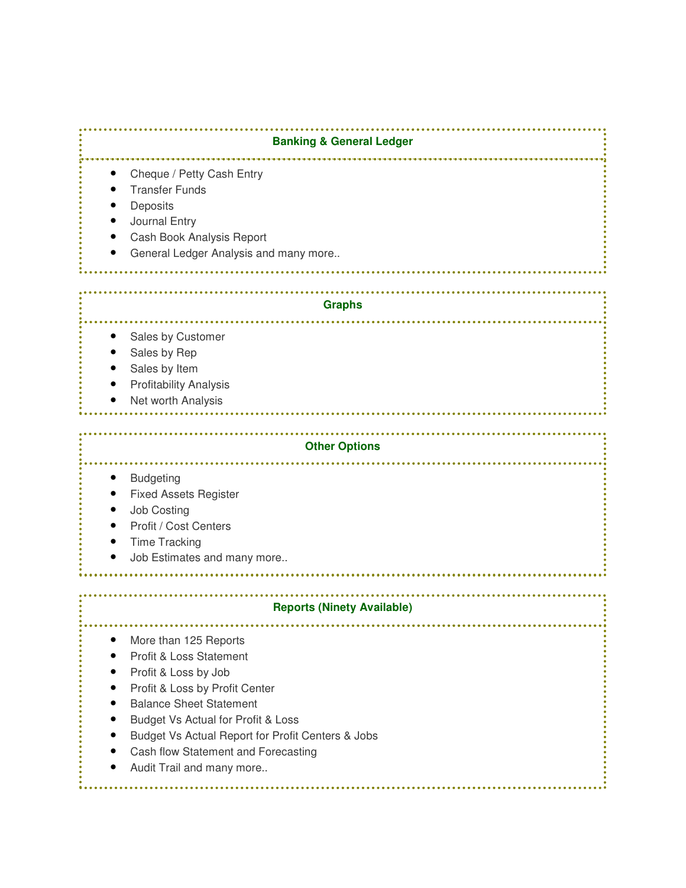### Banking & General Ledger

- Cheque / Petty Cash Entry
- Transfer Funds
- Deposits
- Journal Entry
- Cash Book Analysis Report
- General Ledger Analysis and many more..

### Graphs

- Sales by Customer
- Sales by Rep
- Sales by Item
- Profitability Analysis
- Net worth Analysis

### Other Options

- Budgeting
- Fixed Assets Register
- Job Costing
- Profit / Cost Centers
- Time Tracking
- Job Estimates and many more..

### Reports (Ninety Available)

- More than 125 Reports
- Profit & Loss Statement
- Profit & Loss by Job
- Profit & Loss by Profit Center
- Balance Sheet Statement
- Budget Vs Actual for Profit & Loss
- Budget Vs Actual Report for Profit Centers & Jobs
- Cash flow Statement and Forecasting
- Audit Trail and many more..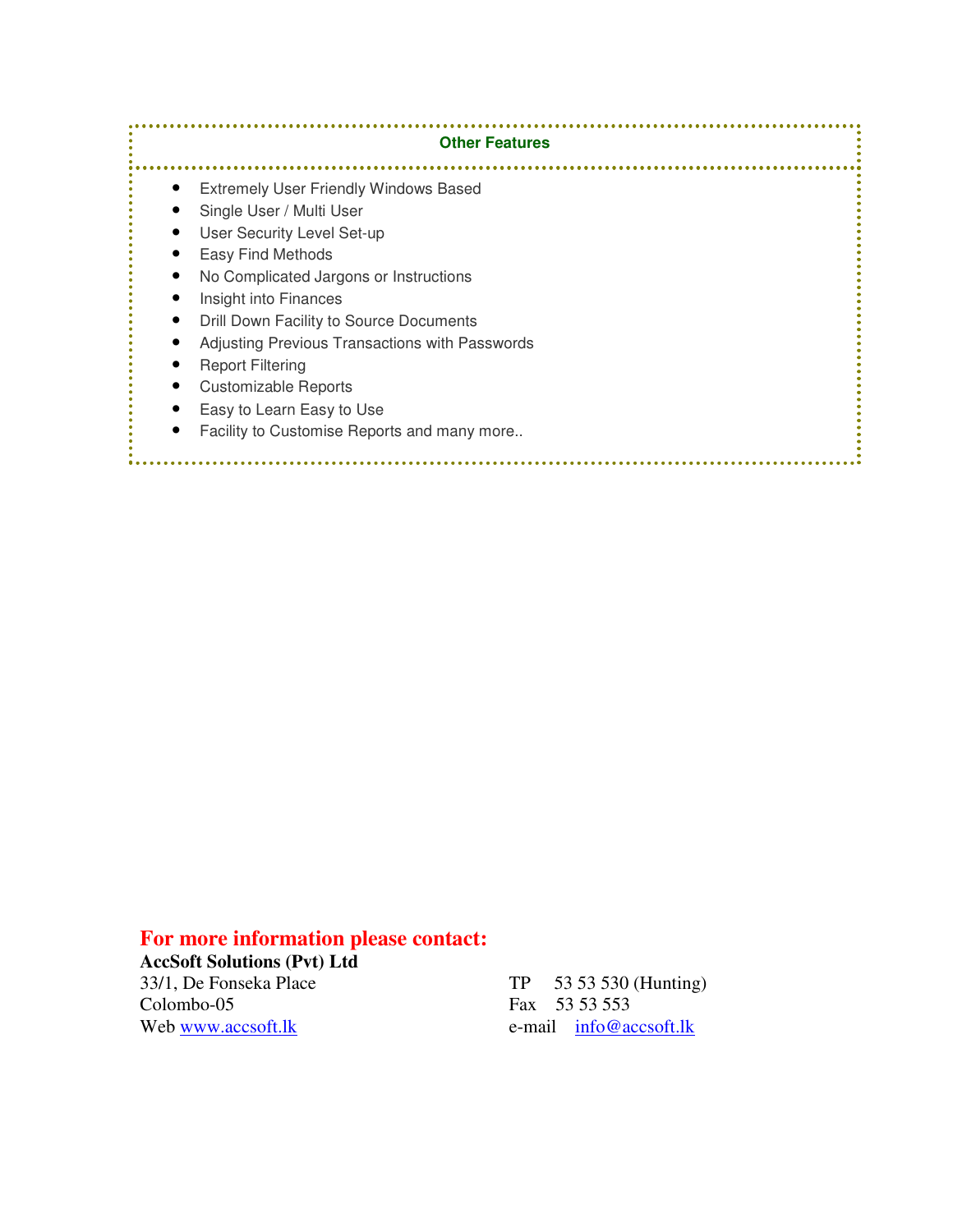## Other Features

- Extremely User Friendly Windows Based
- Single User / Multi User
- User Security Level Set-up
- Easy Find Methods
- No Complicated Jargons or Instructions
- Insight into Finances
- Drill Down Facility to Source Documents
- Adjusting Previous Transactions with Passwords
- Report Filtering
- Customizable Reports
- Easy to Learn Easy to Use
- Facility to Customise Reports and many more..

## For more information please contact:

**AccSoft Solutions (Pvt) Ltd**
33/1, De Fonseka Place
Colombo-05
Web www.accsoft.lk

TP 53 53 530 (Hunting)
Fax 53 53 553
e-mail info@accsoft.lk